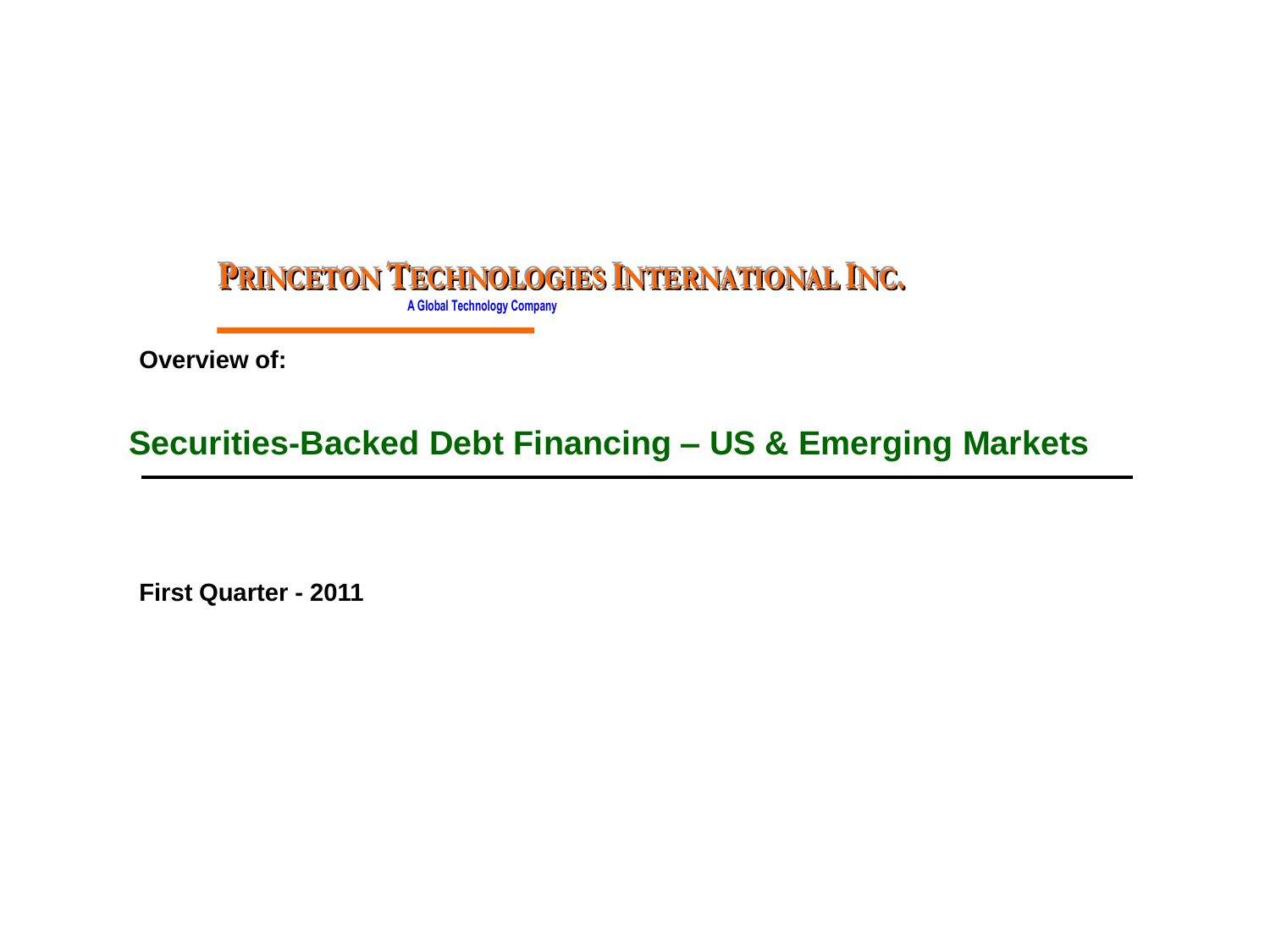**PRINCETON TECHNOLOGIES INTERNATIONAL INC.**

A Global Technology Company

**Overview of:**

# Securities-Backed Debt Financing – US & Emerging Markets

**First Quarter - 2011**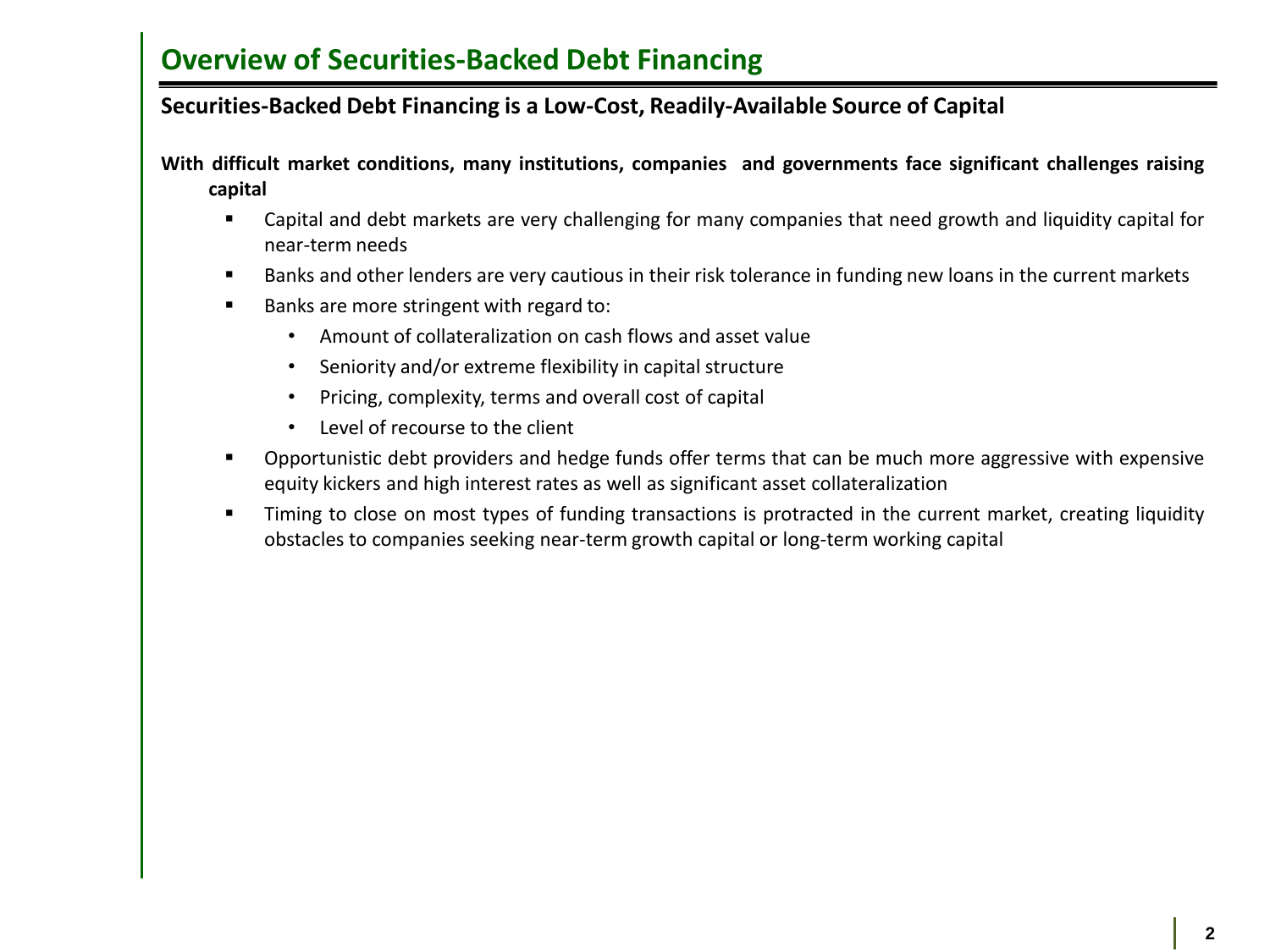# Overview of Securities-Backed Debt Financing

## Securities-Backed Debt Financing is a Low-Cost, Readily-Available Source of Capital

**With difficult market conditions, many institutions, companies and governments face significant challenges raising capital**

- Capital and debt markets are very challenging for many companies that need growth and liquidity capital for near-term needs
- Banks and other lenders are very cautious in their risk tolerance in funding new loans in the current markets
- Banks are more stringent with regard to:
  - Amount of collateralization on cash flows and asset value
  - Seniority and/or extreme flexibility in capital structure
  - Pricing, complexity, terms and overall cost of capital
  - Level of recourse to the client
- Opportunistic debt providers and hedge funds offer terms that can be much more aggressive with expensive equity kickers and high interest rates as well as significant asset collateralization
- Timing to close on most types of funding transactions is protracted in the current market, creating liquidity obstacles to companies seeking near-term growth capital or long-term working capital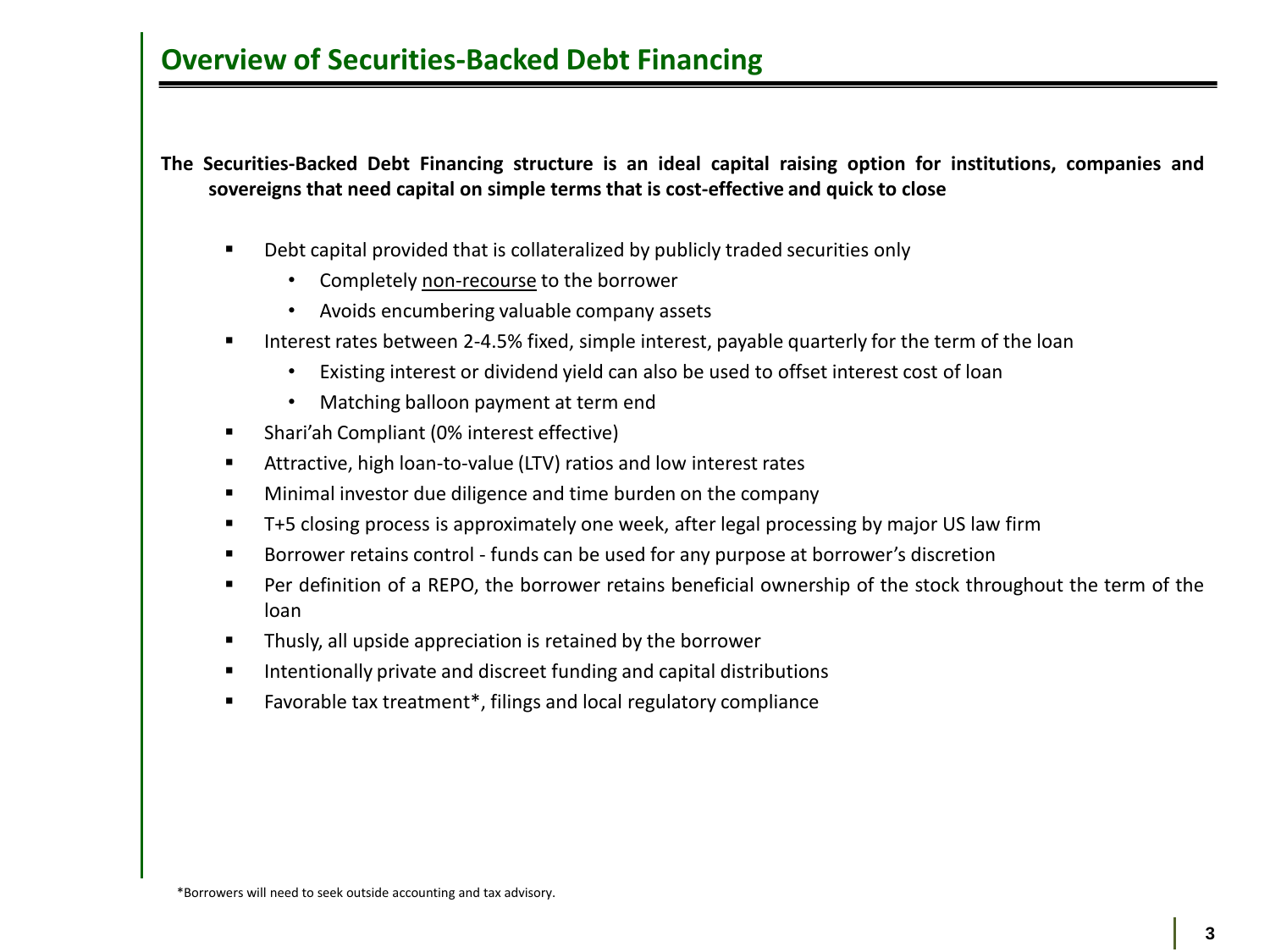# Overview of Securities-Backed Debt Financing

**The Securities-Backed Debt Financing structure is an ideal capital raising option for institutions, companies and sovereigns that need capital on simple terms that is cost-effective and quick to close**

- Debt capital provided that is collateralized by publicly traded securities only
  - Completely <u>non-recourse</u> to the borrower
  - Avoids encumbering valuable company assets
- Interest rates between 2-4.5% fixed, simple interest, payable quarterly for the term of the loan
  - Existing interest or dividend yield can also be used to offset interest cost of loan
  - Matching balloon payment at term end
- Shari'ah Compliant (0% interest effective)
- Attractive, high loan-to-value (LTV) ratios and low interest rates
- Minimal investor due diligence and time burden on the company
- T+5 closing process is approximately one week, after legal processing by major US law firm
- Borrower retains control - funds can be used for any purpose at borrower's discretion
- Per definition of a REPO, the borrower retains beneficial ownership of the stock throughout the term of the loan
- Thusly, all upside appreciation is retained by the borrower
- Intentionally private and discreet funding and capital distributions
- Favorable tax treatment*, filings and local regulatory compliance

*Borrowers will need to seek outside accounting and tax advisory.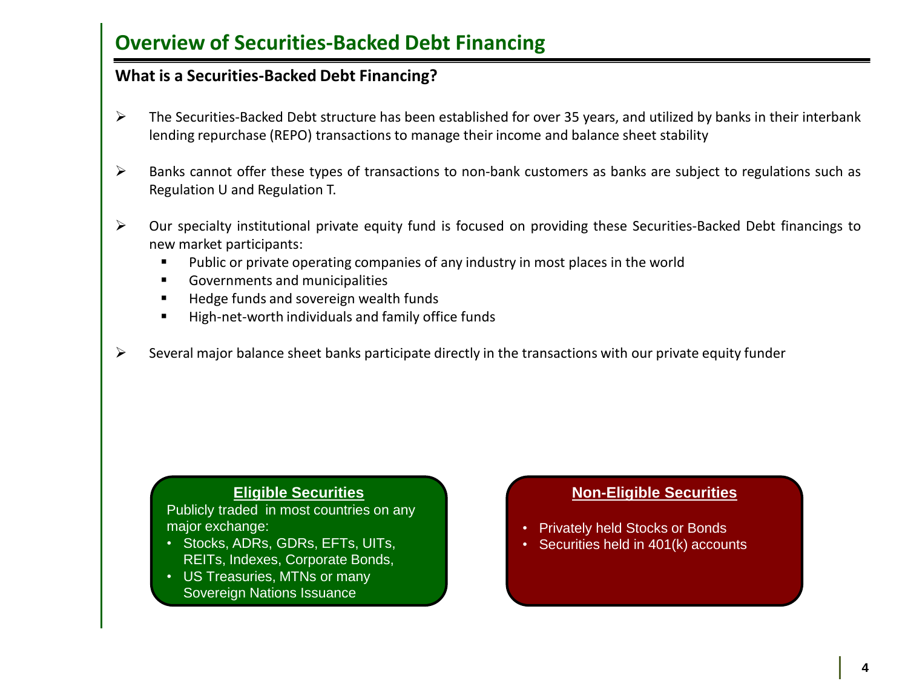# Overview of Securities-Backed Debt Financing

## What is a Securities-Backed Debt Financing?

- The Securities-Backed Debt structure has been established for over 35 years, and utilized by banks in their interbank lending repurchase (REPO) transactions to manage their income and balance sheet stability

- Banks cannot offer these types of transactions to non-bank customers as banks are subject to regulations such as Regulation U and Regulation T.

- Our specialty institutional private equity fund is focused on providing these Securities-Backed Debt financings to new market participants:
  - Public or private operating companies of any industry in most places in the world
  - Governments and municipalities
  - Hedge funds and sovereign wealth funds
  - High-net-worth individuals and family office funds

- Several major balance sheet banks participate directly in the transactions with our private equity funder

**Eligible Securities**

Publicly traded in most countries on any major exchange:

- Stocks, ADRs, GDRs, EFTs, UITs, REITs, Indexes, Corporate Bonds,
- US Treasuries, MTNs or many Sovereign Nations Issuance

**Non-Eligible Securities**

- Privately held Stocks or Bonds
- Securities held in 401(k) accounts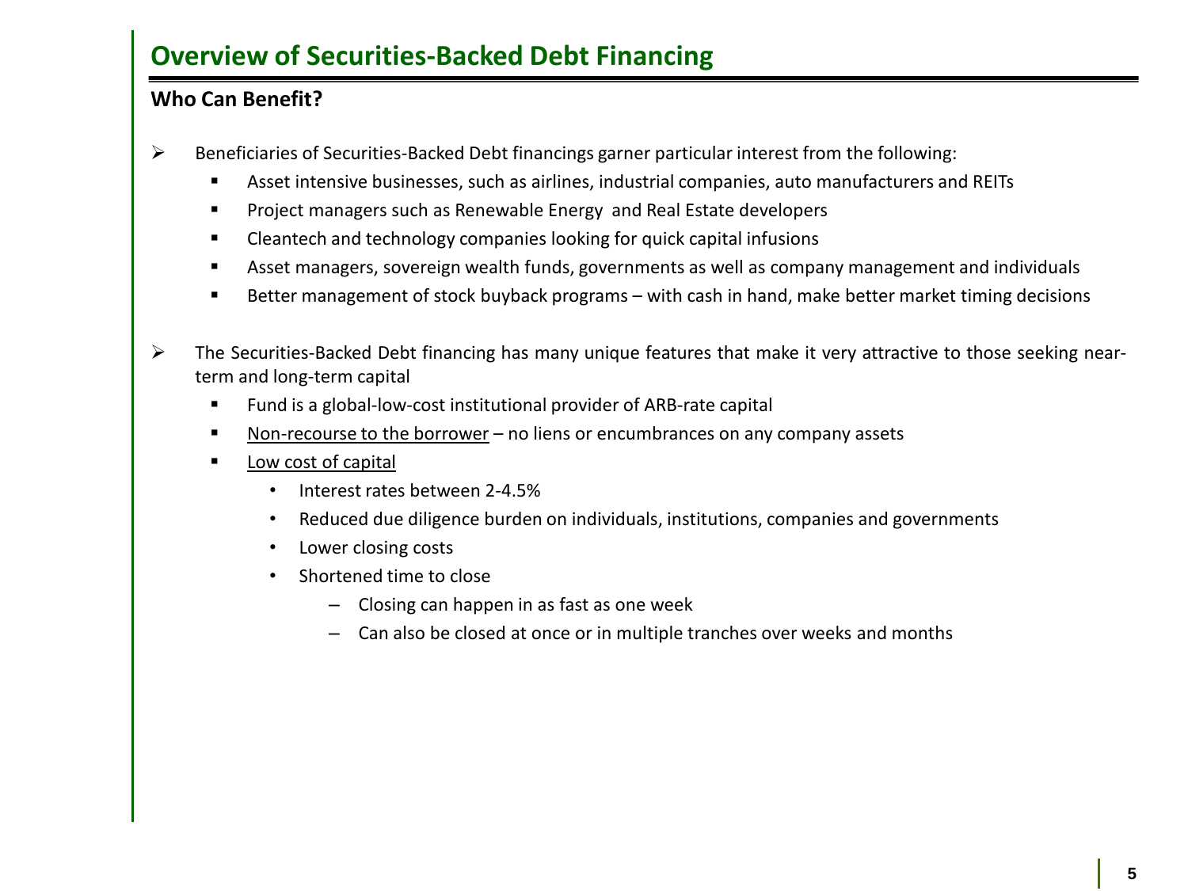# Overview of Securities-Backed Debt Financing

## Who Can Benefit?

- Beneficiaries of Securities-Backed Debt financings garner particular interest from the following:
  - Asset intensive businesses, such as airlines, industrial companies, auto manufacturers and REITs
  - Project managers such as Renewable Energy and Real Estate developers
  - Cleantech and technology companies looking for quick capital infusions
  - Asset managers, sovereign wealth funds, governments as well as company management and individuals
  - Better management of stock buyback programs – with cash in hand, make better market timing decisions

- The Securities-Backed Debt financing has many unique features that make it very attractive to those seeking near-term and long-term capital
  - Fund is a global-low-cost institutional provider of ARB-rate capital
  - <u>Non-recourse to the borrower</u> – no liens or encumbrances on any company assets
  - <u>Low cost of capital</u>
    - Interest rates between 2-4.5%
    - Reduced due diligence burden on individuals, institutions, companies and governments
    - Lower closing costs
    - Shortened time to close
      - Closing can happen in as fast as one week
      - Can also be closed at once or in multiple tranches over weeks and months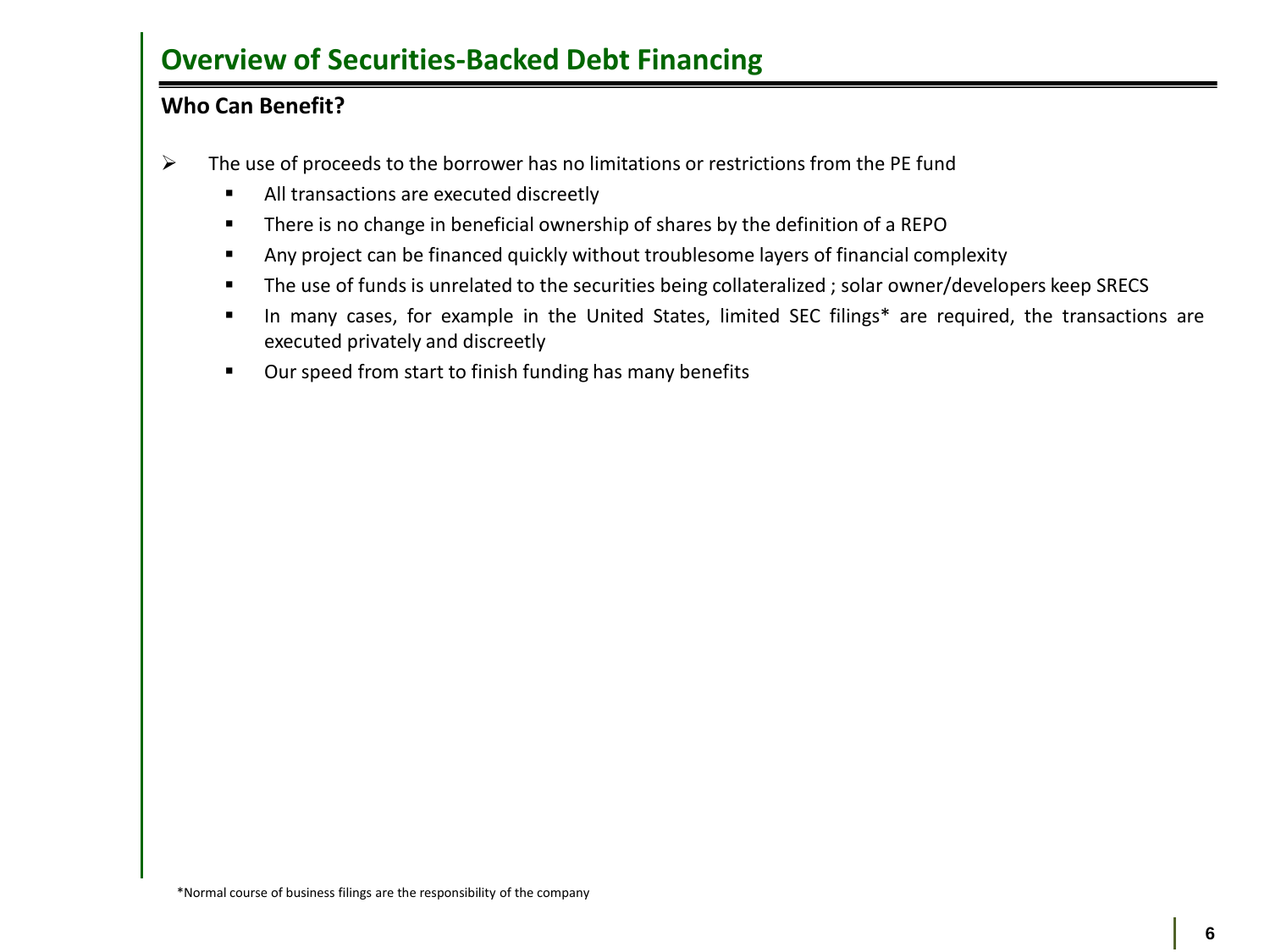# Overview of Securities-Backed Debt Financing

## Who Can Benefit?

- The use of proceeds to the borrower has no limitations or restrictions from the PE fund
  - All transactions are executed discreetly
  - There is no change in beneficial ownership of shares by the definition of a REPO
  - Any project can be financed quickly without troublesome layers of financial complexity
  - The use of funds is unrelated to the securities being collateralized ; solar owner/developers keep SRECS
  - In many cases, for example in the United States, limited SEC filings* are required, the transactions are executed privately and discreetly
  - Our speed from start to finish funding has many benefits

*Normal course of business filings are the responsibility of the company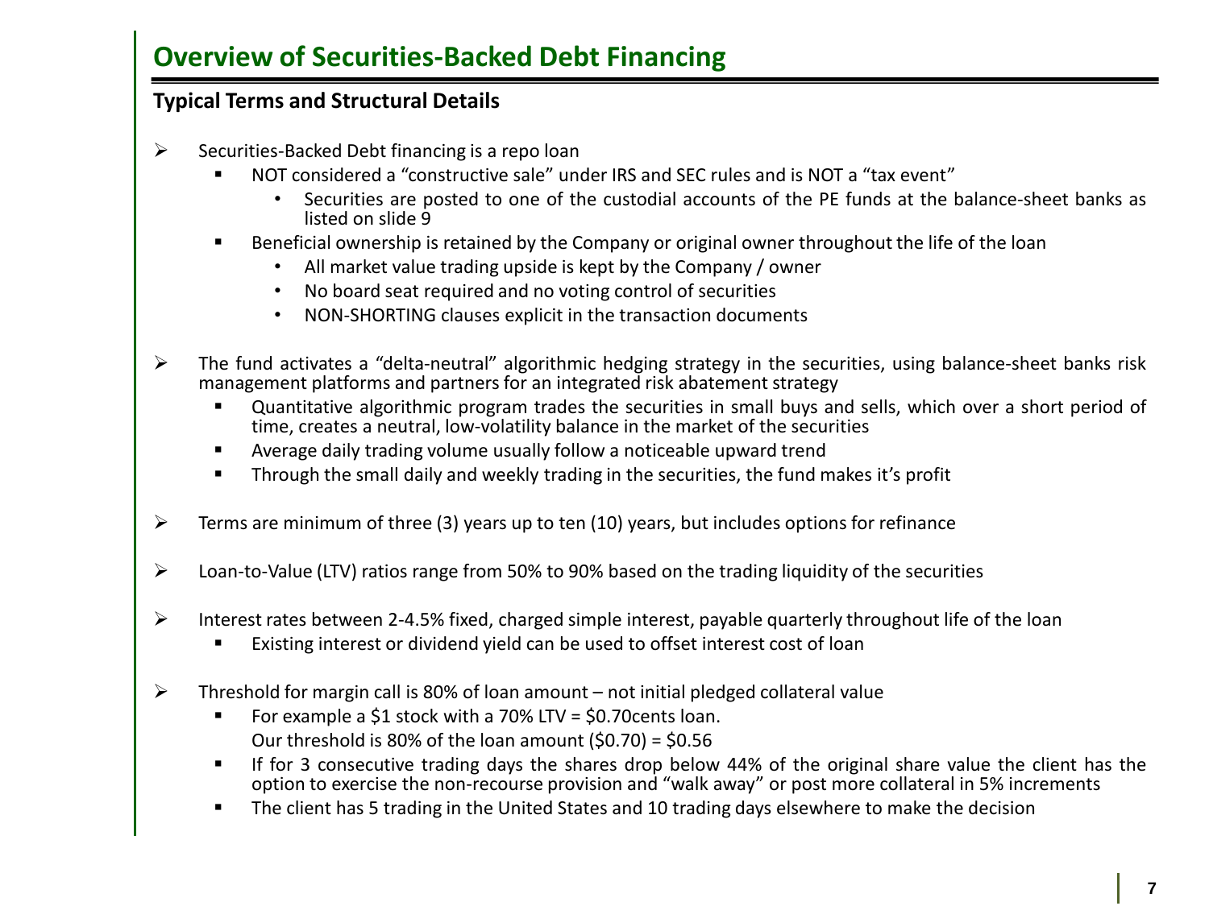# Overview of Securities-Backed Debt Financing

## Typical Terms and Structural Details

- Securities-Backed Debt financing is a repo loan
  - NOT considered a "constructive sale" under IRS and SEC rules and is NOT a "tax event"
    - Securities are posted to one of the custodial accounts of the PE funds at the balance-sheet banks as listed on slide 9
  - Beneficial ownership is retained by the Company or original owner throughout the life of the loan
    - All market value trading upside is kept by the Company / owner
    - No board seat required and no voting control of securities
    - NON-SHORTING clauses explicit in the transaction documents

- The fund activates a "delta-neutral" algorithmic hedging strategy in the securities, using balance-sheet banks risk management platforms and partners for an integrated risk abatement strategy
  - Quantitative algorithmic program trades the securities in small buys and sells, which over a short period of time, creates a neutral, low-volatility balance in the market of the securities
  - Average daily trading volume usually follow a noticeable upward trend
  - Through the small daily and weekly trading in the securities, the fund makes it's profit

- Terms are minimum of three (3) years up to ten (10) years, but includes options for refinance

- Loan-to-Value (LTV) ratios range from 50% to 90% based on the trading liquidity of the securities

- Interest rates between 2-4.5% fixed, charged simple interest, payable quarterly throughout life of the loan
  - Existing interest or dividend yield can be used to offset interest cost of loan

- Threshold for margin call is 80% of loan amount – not initial pledged collateral value
  - For example a $1 stock with a 70% LTV = $0.70cents loan.
    Our threshold is 80% of the loan amount ($0.70) = $0.56
  - If for 3 consecutive trading days the shares drop below 44% of the original share value the client has the option to exercise the non-recourse provision and "walk away" or post more collateral in 5% increments
  - The client has 5 trading in the United States and 10 trading days elsewhere to make the decision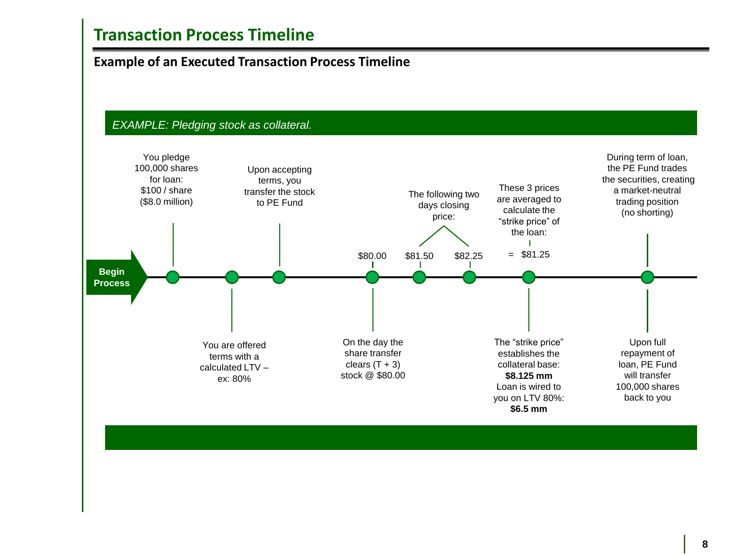# Transaction Process Timeline

## Example of an Executed Transaction Process Timeline

*EXAMPLE: Pledging stock as collateral.*

**Begin Process**

1. You pledge 100,000 shares for loan: $100 / share ($8.0 million)
2. You are offered terms with a calculated LTV – ex: 80%
3. Upon accepting terms, you transfer the stock to PE Fund
4. $80.00 — On the day the share transfer clears (T + 3) stock @ $80.00
5. The following two days closing price: $81.50, $82.25
6. These 3 prices are averaged to calculate the "strike price" of the loan: = $81.25
   - The "strike price" establishes the collateral base: **$8.125 mm** Loan is wired to you on LTV 80%: **$6.5 mm**
7. During term of loan, the PE Fund trades the securities, creating a market-neutral trading position (no shorting)
   - Upon full repayment of loan, PE Fund will transfer 100,000 shares back to you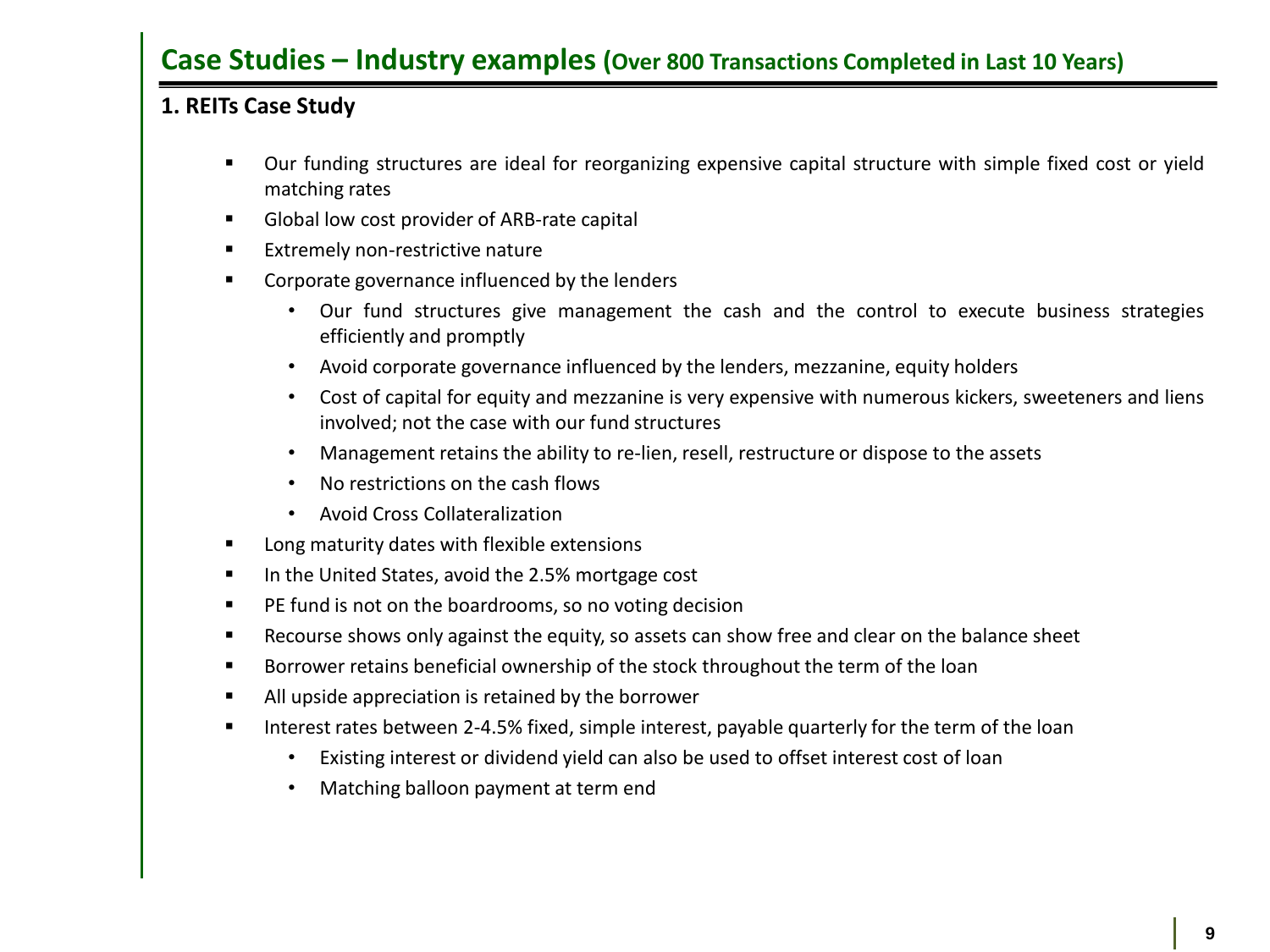## Case Studies – Industry examples (Over 800 Transactions Completed in Last 10 Years)

### 1. REITs Case Study

- Our funding structures are ideal for reorganizing expensive capital structure with simple fixed cost or yield matching rates
- Global low cost provider of ARB-rate capital
- Extremely non-restrictive nature
- Corporate governance influenced by the lenders
  - Our fund structures give management the cash and the control to execute business strategies efficiently and promptly
  - Avoid corporate governance influenced by the lenders, mezzanine, equity holders
  - Cost of capital for equity and mezzanine is very expensive with numerous kickers, sweeteners and liens involved; not the case with our fund structures
  - Management retains the ability to re-lien, resell, restructure or dispose to the assets
  - No restrictions on the cash flows
  - Avoid Cross Collateralization
- Long maturity dates with flexible extensions
- In the United States, avoid the 2.5% mortgage cost
- PE fund is not on the boardrooms, so no voting decision
- Recourse shows only against the equity, so assets can show free and clear on the balance sheet
- Borrower retains beneficial ownership of the stock throughout the term of the loan
- All upside appreciation is retained by the borrower
- Interest rates between 2-4.5% fixed, simple interest, payable quarterly for the term of the loan
  - Existing interest or dividend yield can also be used to offset interest cost of loan
  - Matching balloon payment at term end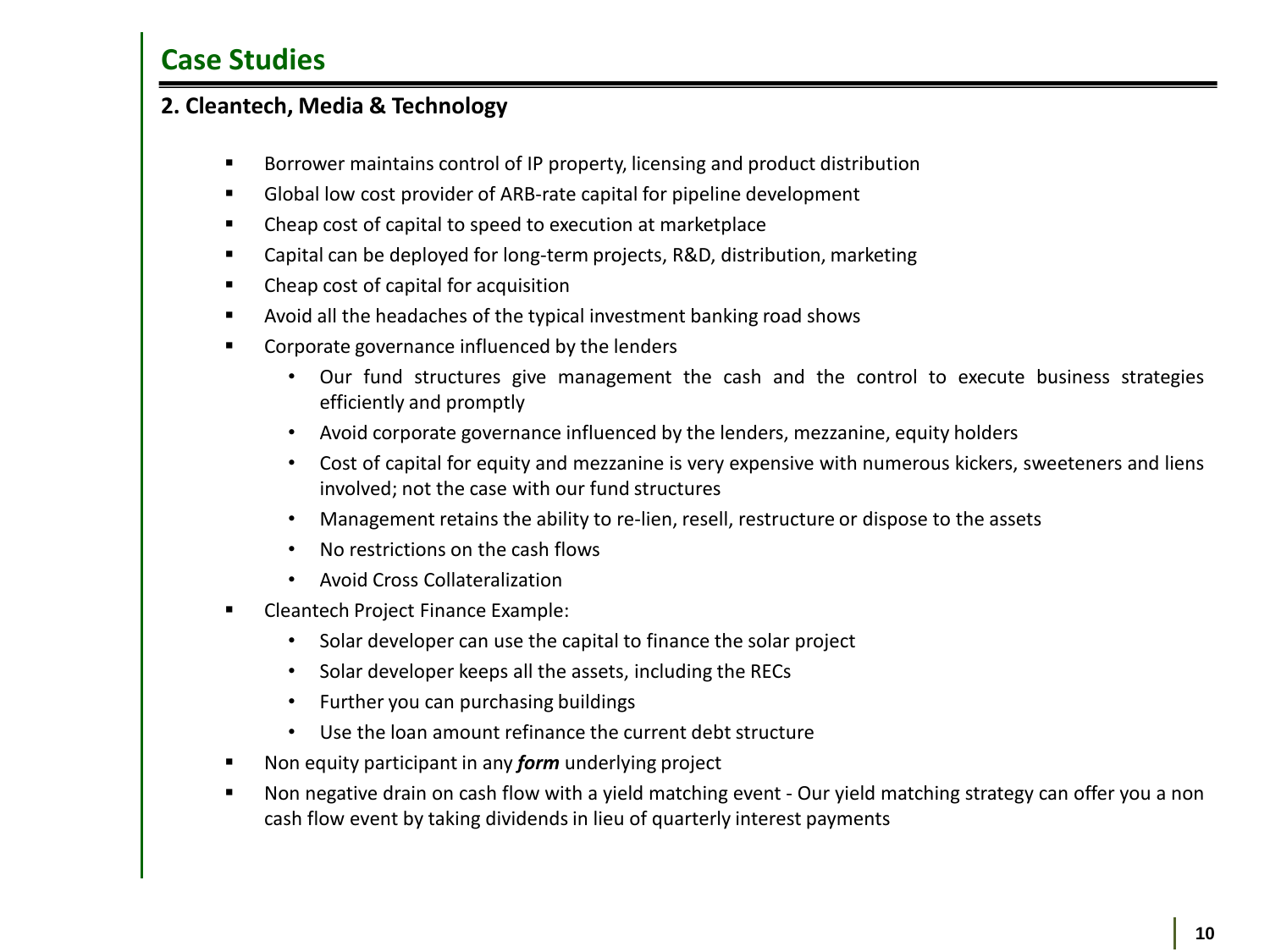## Case Studies

### 2. Cleantech, Media & Technology

- Borrower maintains control of IP property, licensing and product distribution
- Global low cost provider of ARB-rate capital for pipeline development
- Cheap cost of capital to speed to execution at marketplace
- Capital can be deployed for long-term projects, R&D, distribution, marketing
- Cheap cost of capital for acquisition
- Avoid all the headaches of the typical investment banking road shows
- Corporate governance influenced by the lenders
  - Our fund structures give management the cash and the control to execute business strategies efficiently and promptly
  - Avoid corporate governance influenced by the lenders, mezzanine, equity holders
  - Cost of capital for equity and mezzanine is very expensive with numerous kickers, sweeteners and liens involved; not the case with our fund structures
  - Management retains the ability to re-lien, resell, restructure or dispose to the assets
  - No restrictions on the cash flows
  - Avoid Cross Collateralization
- Cleantech Project Finance Example:
  - Solar developer can use the capital to finance the solar project
  - Solar developer keeps all the assets, including the RECs
  - Further you can purchasing buildings
  - Use the loan amount refinance the current debt structure
- Non equity participant in any ***form*** underlying project
- Non negative drain on cash flow with a yield matching event - Our yield matching strategy can offer you a non cash flow event by taking dividends in lieu of quarterly interest payments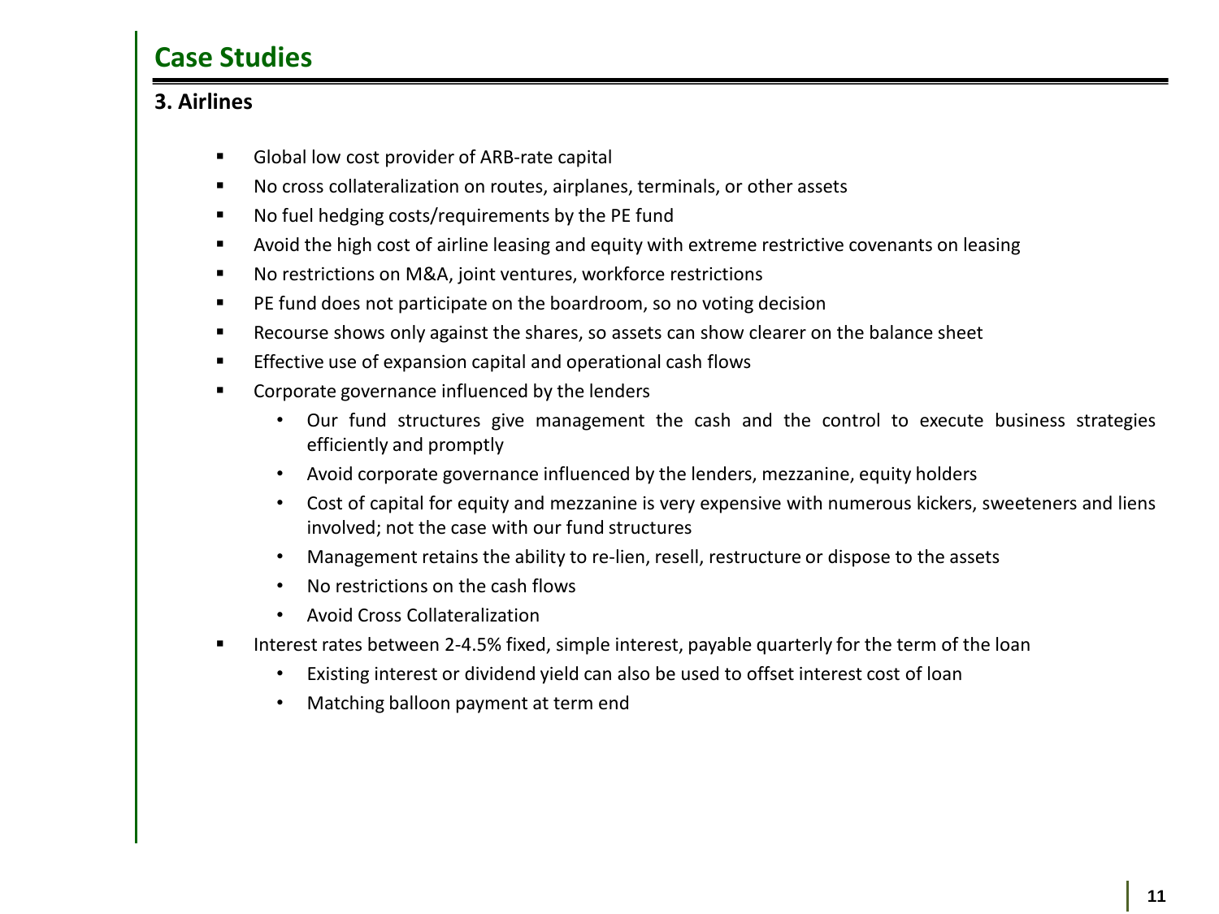## Case Studies

### 3. Airlines

- Global low cost provider of ARB-rate capital
- No cross collateralization on routes, airplanes, terminals, or other assets
- No fuel hedging costs/requirements by the PE fund
- Avoid the high cost of airline leasing and equity with extreme restrictive covenants on leasing
- No restrictions on M&A, joint ventures, workforce restrictions
- PE fund does not participate on the boardroom, so no voting decision
- Recourse shows only against the shares, so assets can show clearer on the balance sheet
- Effective use of expansion capital and operational cash flows
- Corporate governance influenced by the lenders
  - Our fund structures give management the cash and the control to execute business strategies efficiently and promptly
  - Avoid corporate governance influenced by the lenders, mezzanine, equity holders
  - Cost of capital for equity and mezzanine is very expensive with numerous kickers, sweeteners and liens involved; not the case with our fund structures
  - Management retains the ability to re-lien, resell, restructure or dispose to the assets
  - No restrictions on the cash flows
  - Avoid Cross Collateralization
- Interest rates between 2-4.5% fixed, simple interest, payable quarterly for the term of the loan
  - Existing interest or dividend yield can also be used to offset interest cost of loan
  - Matching balloon payment at term end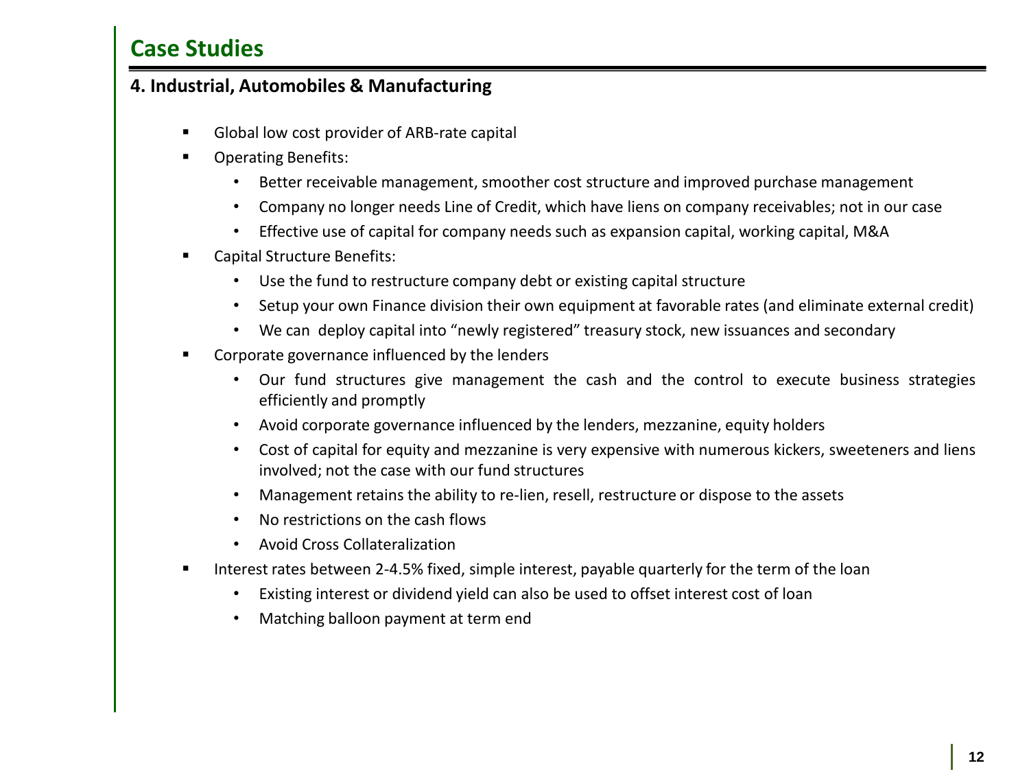## Case Studies

### 4. Industrial, Automobiles & Manufacturing

- Global low cost provider of ARB-rate capital
- Operating Benefits:
  - Better receivable management, smoother cost structure and improved purchase management
  - Company no longer needs Line of Credit, which have liens on company receivables; not in our case
  - Effective use of capital for company needs such as expansion capital, working capital, M&A
- Capital Structure Benefits:
  - Use the fund to restructure company debt or existing capital structure
  - Setup your own Finance division their own equipment at favorable rates (and eliminate external credit)
  - We can deploy capital into "newly registered" treasury stock, new issuances and secondary
- Corporate governance influenced by the lenders
  - Our fund structures give management the cash and the control to execute business strategies efficiently and promptly
  - Avoid corporate governance influenced by the lenders, mezzanine, equity holders
  - Cost of capital for equity and mezzanine is very expensive with numerous kickers, sweeteners and liens involved; not the case with our fund structures
  - Management retains the ability to re-lien, resell, restructure or dispose to the assets
  - No restrictions on the cash flows
  - Avoid Cross Collateralization
- Interest rates between 2-4.5% fixed, simple interest, payable quarterly for the term of the loan
  - Existing interest or dividend yield can also be used to offset interest cost of loan
  - Matching balloon payment at term end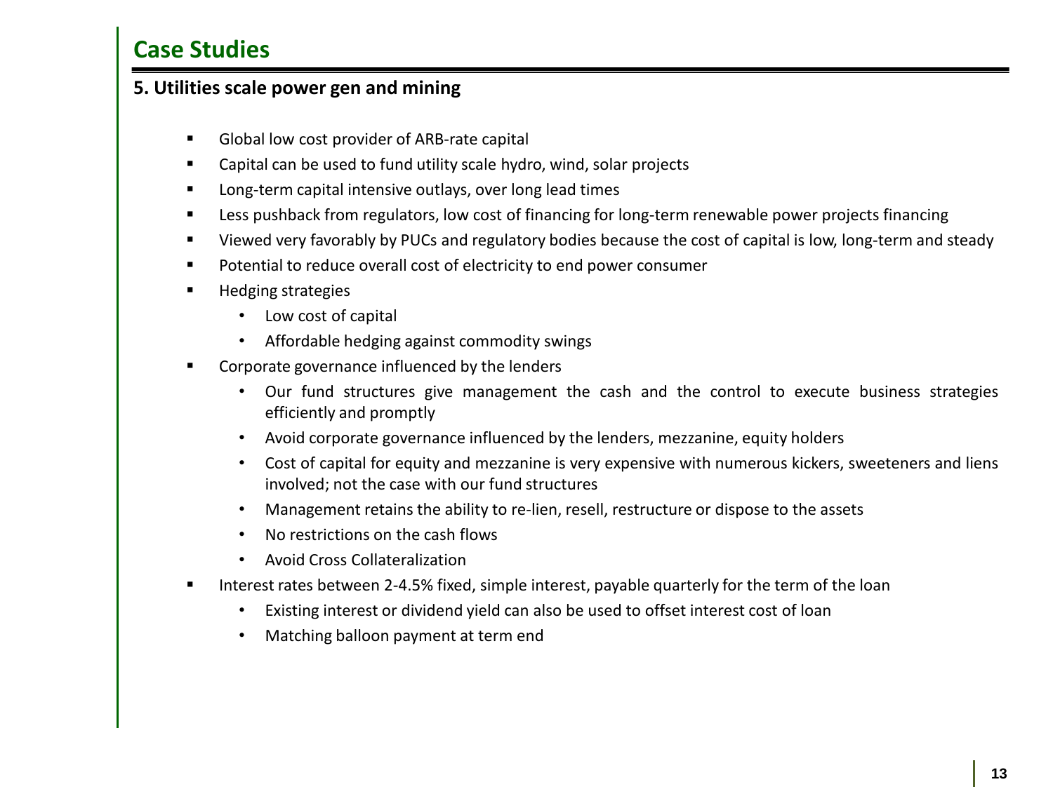## Case Studies

### 5. Utilities scale power gen and mining

- Global low cost provider of ARB-rate capital
- Capital can be used to fund utility scale hydro, wind, solar projects
- Long-term capital intensive outlays, over long lead times
- Less pushback from regulators, low cost of financing for long-term renewable power projects financing
- Viewed very favorably by PUCs and regulatory bodies because the cost of capital is low, long-term and steady
- Potential to reduce overall cost of electricity to end power consumer
- Hedging strategies
  - Low cost of capital
  - Affordable hedging against commodity swings
- Corporate governance influenced by the lenders
  - Our fund structures give management the cash and the control to execute business strategies efficiently and promptly
  - Avoid corporate governance influenced by the lenders, mezzanine, equity holders
  - Cost of capital for equity and mezzanine is very expensive with numerous kickers, sweeteners and liens involved; not the case with our fund structures
  - Management retains the ability to re-lien, resell, restructure or dispose to the assets
  - No restrictions on the cash flows
  - Avoid Cross Collateralization
- Interest rates between 2-4.5% fixed, simple interest, payable quarterly for the term of the loan
  - Existing interest or dividend yield can also be used to offset interest cost of loan
  - Matching balloon payment at term end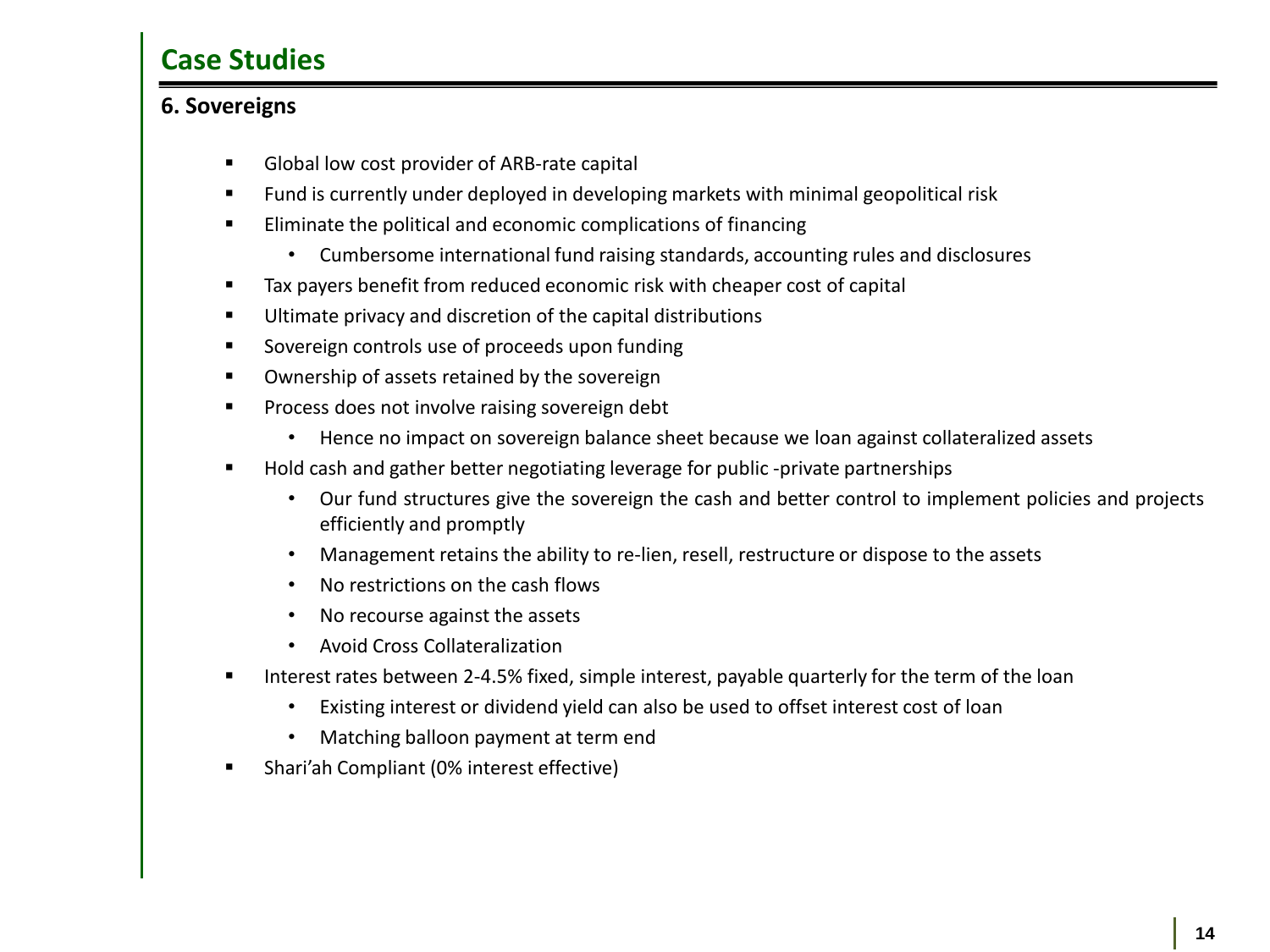## Case Studies

### 6. Sovereigns

- Global low cost provider of ARB-rate capital
- Fund is currently under deployed in developing markets with minimal geopolitical risk
- Eliminate the political and economic complications of financing
  - Cumbersome international fund raising standards, accounting rules and disclosures
- Tax payers benefit from reduced economic risk with cheaper cost of capital
- Ultimate privacy and discretion of the capital distributions
- Sovereign controls use of proceeds upon funding
- Ownership of assets retained by the sovereign
- Process does not involve raising sovereign debt
  - Hence no impact on sovereign balance sheet because we loan against collateralized assets
- Hold cash and gather better negotiating leverage for public -private partnerships
  - Our fund structures give the sovereign the cash and better control to implement policies and projects efficiently and promptly
  - Management retains the ability to re-lien, resell, restructure or dispose to the assets
  - No restrictions on the cash flows
  - No recourse against the assets
  - Avoid Cross Collateralization
- Interest rates between 2-4.5% fixed, simple interest, payable quarterly for the term of the loan
  - Existing interest or dividend yield can also be used to offset interest cost of loan
  - Matching balloon payment at term end
- Shari'ah Compliant (0% interest effective)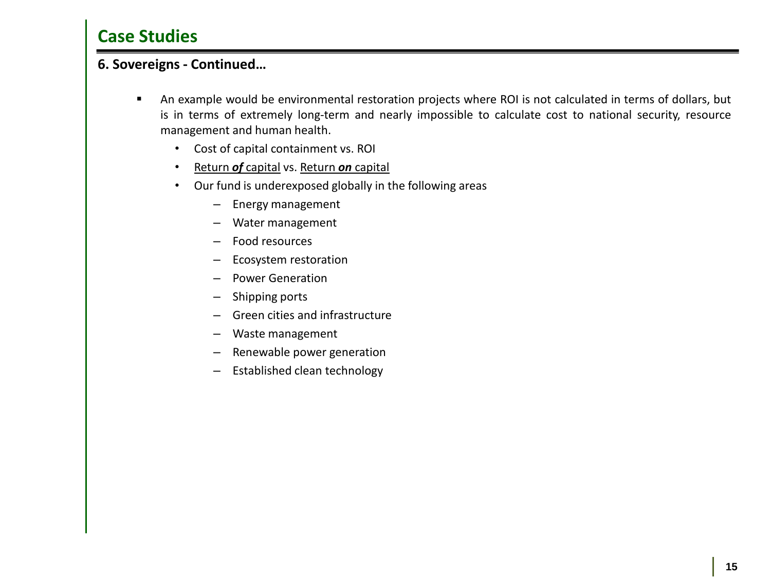## Case Studies

### 6. Sovereigns - Continued…

- An example would be environmental restoration projects where ROI is not calculated in terms of dollars, but is in terms of extremely long-term and nearly impossible to calculate cost to national security, resource management and human health.
  - Cost of capital containment vs. ROI
  - <u>Return ***of*** capital</u> vs. <u>Return ***on*** capital</u>
  - Our fund is underexposed globally in the following areas
    - Energy management
    - Water management
    - Food resources
    - Ecosystem restoration
    - Power Generation
    - Shipping ports
    - Green cities and infrastructure
    - Waste management
    - Renewable power generation
    - Established clean technology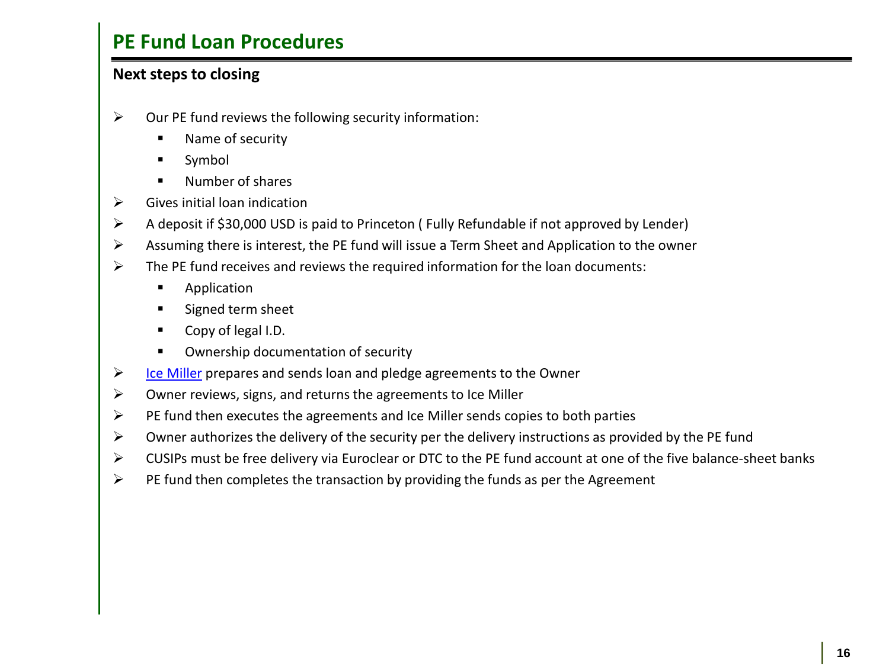# PE Fund Loan Procedures

**Next steps to closing**

- Our PE fund reviews the following security information:
  - Name of security
  - Symbol
  - Number of shares
- Gives initial loan indication
- A deposit if $30,000 USD is paid to Princeton ( Fully Refundable if not approved by Lender)
- Assuming there is interest, the PE fund will issue a Term Sheet and Application to the owner
- The PE fund receives and reviews the required information for the loan documents:
  - Application
  - Signed term sheet
  - Copy of legal I.D.
  - Ownership documentation of security
- Ice Miller prepares and sends loan and pledge agreements to the Owner
- Owner reviews, signs, and returns the agreements to Ice Miller
- PE fund then executes the agreements and Ice Miller sends copies to both parties
- Owner authorizes the delivery of the security per the delivery instructions as provided by the PE fund
- CUSIPs must be free delivery via Euroclear or DTC to the PE fund account at one of the five balance-sheet banks
- PE fund then completes the transaction by providing the funds as per the Agreement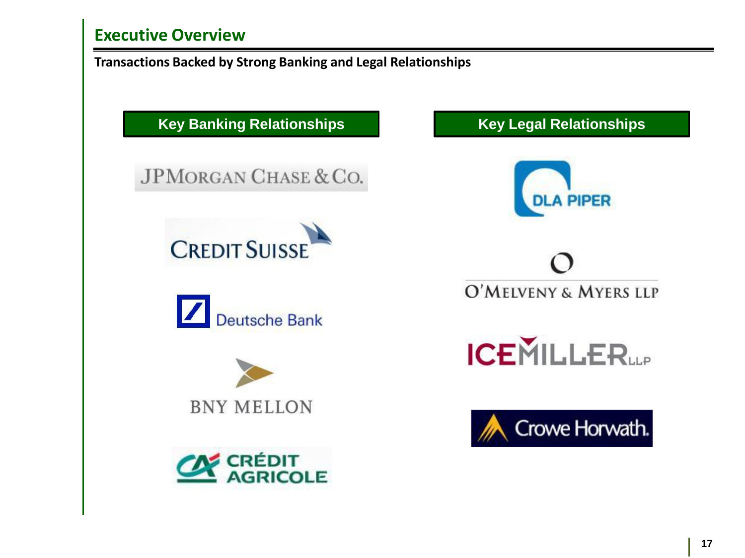## Executive Overview

**Transactions Backed by Strong Banking and Legal Relationships**

| Key Banking Relationships | Key Legal Relationships |
| --- | --- |
| JPMorgan Chase & Co. | DLA Piper |
| Credit Suisse | O'Melveny & Myers LLP |
| Deutsche Bank | Ice Miller LLP |
| BNY Mellon | Crowe Horwath. |
| Crédit Agricole | |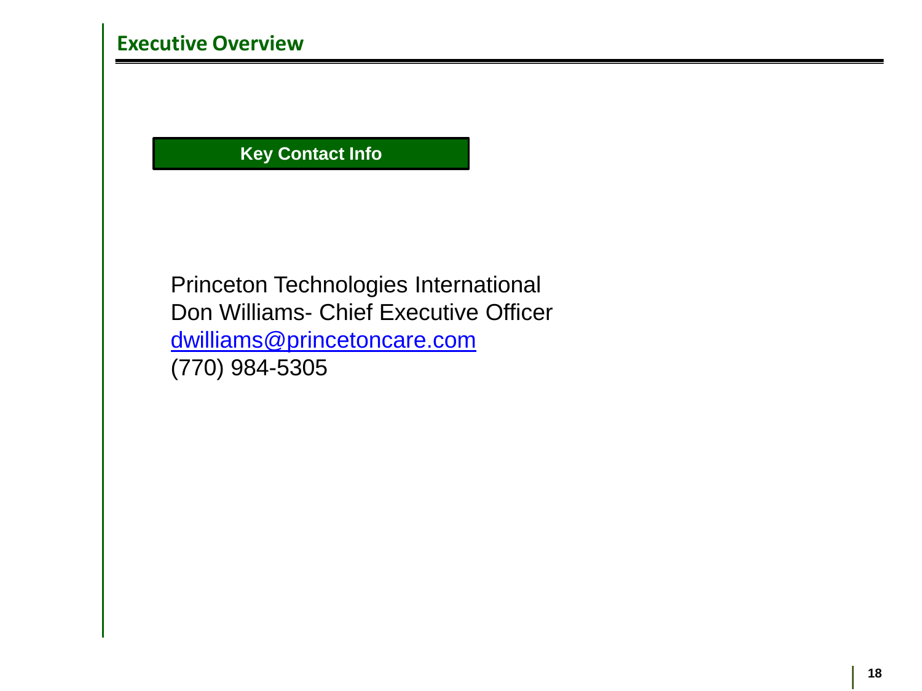## Executive Overview

**Key Contact Info**

Princeton Technologies International
Don Williams- Chief Executive Officer
dwilliams@princetoncare.com
(770) 984-5305